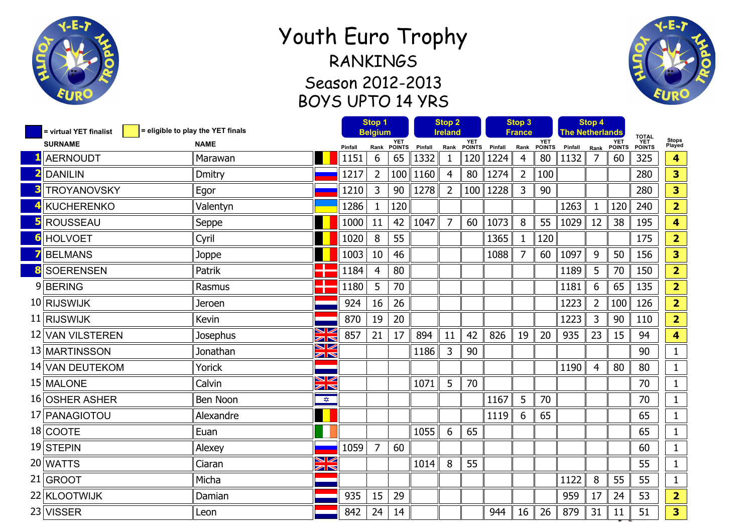# Youth Euro Trophy

## RANKINGS

## Season 2012-2013

## BOYS UPTO 14 YRS

■ = virtual YET finalist ■ = eligible to play the YET finals

| | SURNAME | NAME | Stop 1 Belgium Pinfall | Rank | YET POINTS | Stop 2 Ireland Pinfall | Rank | YET POINTS | Stop 3 France Pinfall | Rank | YET POINTS | Stop 4 The Netherlands Pinfall | Rank | YET POINTS | TOTAL YET POINTS | Stops Played |
|---|---|---|---|---|---|---|---|---|---|---|---|---|---|---|---|---|
| 1 | AERNOUDT | Marawan | 1151 | 6 | 65 | 1332 | 1 | 120 | 1224 | 4 | 80 | 1132 | 7 | 60 | 325 | 4 |
| 2 | DANILIN | Dmitry | 1217 | 2 | 100 | 1160 | 4 | 80 | 1274 | 2 | 100 | | | | 280 | 3 |
| 3 | TROYANOVSKY | Egor | 1210 | 3 | 90 | 1278 | 2 | 100 | 1228 | 3 | 90 | | | | 280 | 3 |
| 4 | KUCHERENKO | Valentyn | 1286 | 1 | 120 | | | | | | | 1263 | 1 | 120 | 240 | 2 |
| 5 | ROUSSEAU | Seppe | 1000 | 11 | 42 | 1047 | 7 | 60 | 1073 | 8 | 55 | 1029 | 12 | 38 | 195 | 4 |
| 6 | HOLVOET | Cyril | 1020 | 8 | 55 | | | | 1365 | 1 | 120 | | | | 175 | 2 |
| 7 | BELMANS | Joppe | 1003 | 10 | 46 | | | | 1088 | 7 | 60 | 1097 | 9 | 50 | 156 | 3 |
| 8 | SOERENSEN | Patrik | 1184 | 4 | 80 | | | | | | | 1189 | 5 | 70 | 150 | 2 |
| 9 | BERING | Rasmus | 1180 | 5 | 70 | | | | | | | 1181 | 6 | 65 | 135 | 2 |
| 10 | RIJSWIJK | Jeroen | 924 | 16 | 26 | | | | | | | 1223 | 2 | 100 | 126 | 2 |
| 11 | RIJSWIJK | Kevin | 870 | 19 | 20 | | | | | | | 1223 | 3 | 90 | 110 | 2 |
| 12 | VAN VILSTEREN | Josephus | 857 | 21 | 17 | 894 | 11 | 42 | 826 | 19 | 20 | 935 | 23 | 15 | 94 | 4 |
| 13 | MARTINSSON | Jonathan | | | | 1186 | 3 | 90 | | | | | | | 90 | 1 |
| 14 | VAN DEUTEKOM | Yorick | | | | | | | | | | 1190 | 4 | 80 | 80 | 1 |
| 15 | MALONE | Calvin | | | | 1071 | 5 | 70 | | | | | | | 70 | 1 |
| 16 | OSHER ASHER | Ben Noon | | | | | | | 1167 | 5 | 70 | | | | 70 | 1 |
| 17 | PANAGIOTOU | Alexandre | | | | | | | 1119 | 6 | 65 | | | | 65 | 1 |
| 18 | COOTE | Euan | | | | 1055 | 6 | 65 | | | | | | | 65 | 1 |
| 19 | STEPIN | Alexey | 1059 | 7 | 60 | | | | | | | | | | 60 | 1 |
| 20 | WATTS | Ciaran | | | | 1014 | 8 | 55 | | | | | | | 55 | 1 |
| 21 | GROOT | Micha | | | | | | | | | | 1122 | 8 | 55 | 55 | 1 |
| 22 | KLOOTWIJK | Damian | 935 | 15 | 29 | | | | | | | 959 | 17 | 24 | 53 | 2 |
| 23 | VISSER | Leon | 842 | 24 | 14 | | | | 944 | 16 | 26 | 879 | 31 | 11 | 51 | 3 |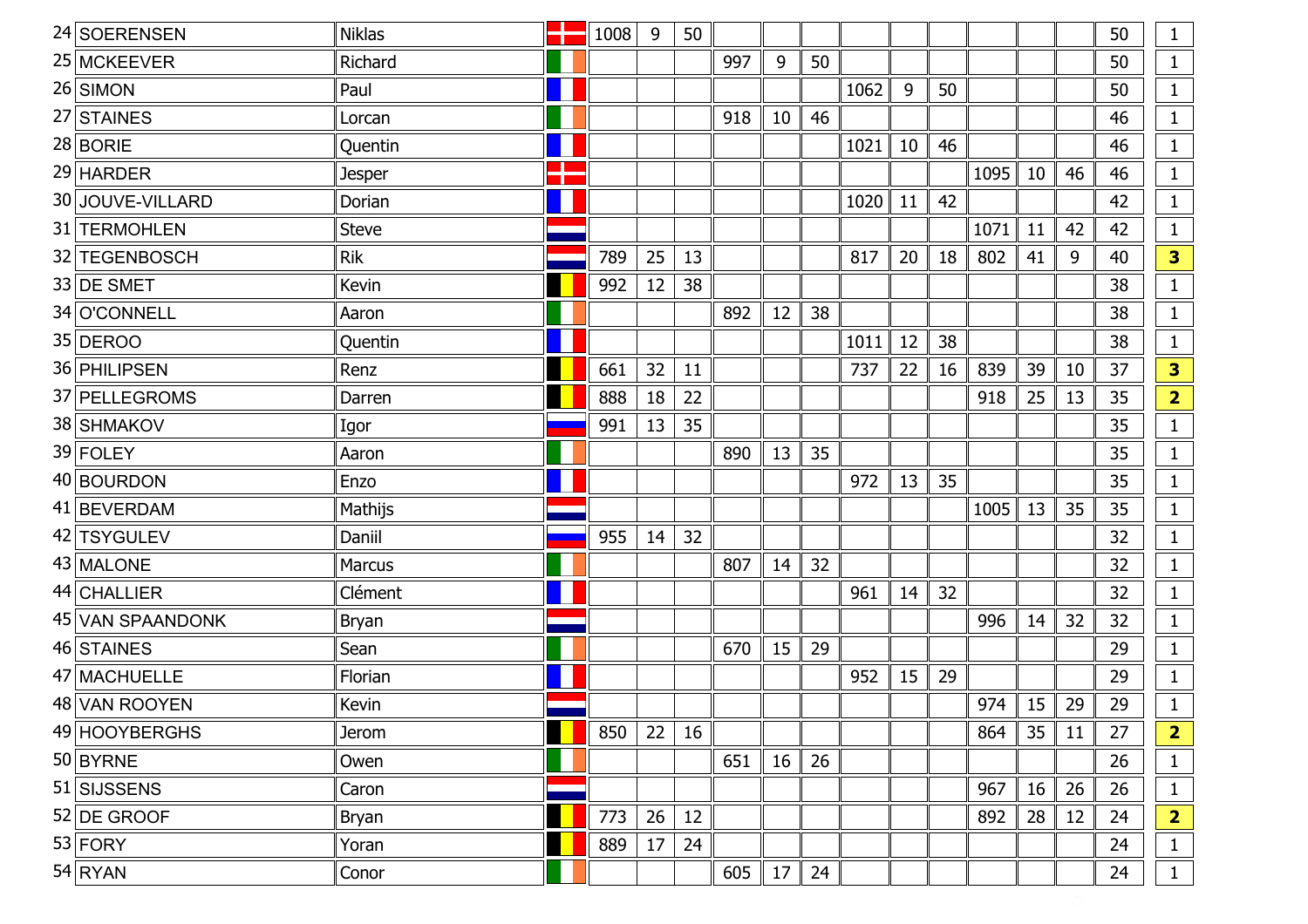| 24 | SOERENSEN | Niklas | | 1008 | 9 | 50 | | | | | | | | | | 50 | 1 |
|---|---|---|---|---|---|---|---|---|---|---|---|---|---|---|---|---|---|
| 25 | MCKEEVER | Richard | | | | | 997 | 9 | 50 | | | | | | | 50 | 1 |
| 26 | SIMON | Paul | | | | | | | | 1062 | 9 | 50 | | | | 50 | 1 |
| 27 | STAINES | Lorcan | | | | | 918 | 10 | 46 | | | | | | | 46 | 1 |
| 28 | BORIE | Quentin | | | | | | | | 1021 | 10 | 46 | | | | 46 | 1 |
| 29 | HARDER | Jesper | | | | | | | | | | | 1095 | 10 | 46 | 46 | 1 |
| 30 | JOUVE-VILLARD | Dorian | | | | | | | | 1020 | 11 | 42 | | | | 42 | 1 |
| 31 | TERMOHLEN | Steve | | | | | | | | | | | 1071 | 11 | 42 | 42 | 1 |
| 32 | TEGENBOSCH | Rik | | 789 | 25 | 13 | | | | 817 | 20 | 18 | 802 | 41 | 9 | 40 | **3** |
| 33 | DE SMET | Kevin | | 992 | 12 | 38 | | | | | | | | | | 38 | 1 |
| 34 | O'CONNELL | Aaron | | | | | 892 | 12 | 38 | | | | | | | 38 | 1 |
| 35 | DEROO | Quentin | | | | | | | | 1011 | 12 | 38 | | | | 38 | 1 |
| 36 | PHILIPSEN | Renz | | 661 | 32 | 11 | | | | 737 | 22 | 16 | 839 | 39 | 10 | 37 | **3** |
| 37 | PELLEGROMS | Darren | | 888 | 18 | 22 | | | | | | | 918 | 25 | 13 | 35 | **2** |
| 38 | SHMAKOV | Igor | | 991 | 13 | 35 | | | | | | | | | | 35 | 1 |
| 39 | FOLEY | Aaron | | | | | 890 | 13 | 35 | | | | | | | 35 | 1 |
| 40 | BOURDON | Enzo | | | | | | | | 972 | 13 | 35 | | | | 35 | 1 |
| 41 | BEVERDAM | Mathijs | | | | | | | | | | | 1005 | 13 | 35 | 35 | 1 |
| 42 | TSYGULEV | Daniil | | 955 | 14 | 32 | | | | | | | | | | 32 | 1 |
| 43 | MALONE | Marcus | | | | | 807 | 14 | 32 | | | | | | | 32 | 1 |
| 44 | CHALLIER | Clément | | | | | | | | 961 | 14 | 32 | | | | 32 | 1 |
| 45 | VAN SPAANDONK | Bryan | | | | | | | | | | | 996 | 14 | 32 | 32 | 1 |
| 46 | STAINES | Sean | | | | | 670 | 15 | 29 | | | | | | | 29 | 1 |
| 47 | MACHUELLE | Florian | | | | | | | | 952 | 15 | 29 | | | | 29 | 1 |
| 48 | VAN ROOYEN | Kevin | | | | | | | | | | | 974 | 15 | 29 | 29 | 1 |
| 49 | HOOYBERGHS | Jerom | | 850 | 22 | 16 | | | | | | | 864 | 35 | 11 | 27 | **2** |
| 50 | BYRNE | Owen | | | | | 651 | 16 | 26 | | | | | | | 26 | 1 |
| 51 | SIJSSENS | Caron | | | | | | | | | | | 967 | 16 | 26 | 26 | 1 |
| 52 | DE GROOF | Bryan | | 773 | 26 | 12 | | | | | | | 892 | 28 | 12 | 24 | **2** |
| 53 | FORY | Yoran | | 889 | 17 | 24 | | | | | | | | | | 24 | 1 |
| 54 | RYAN | Conor | | | | | 605 | 17 | 24 | | | | | | | 24 | 1 |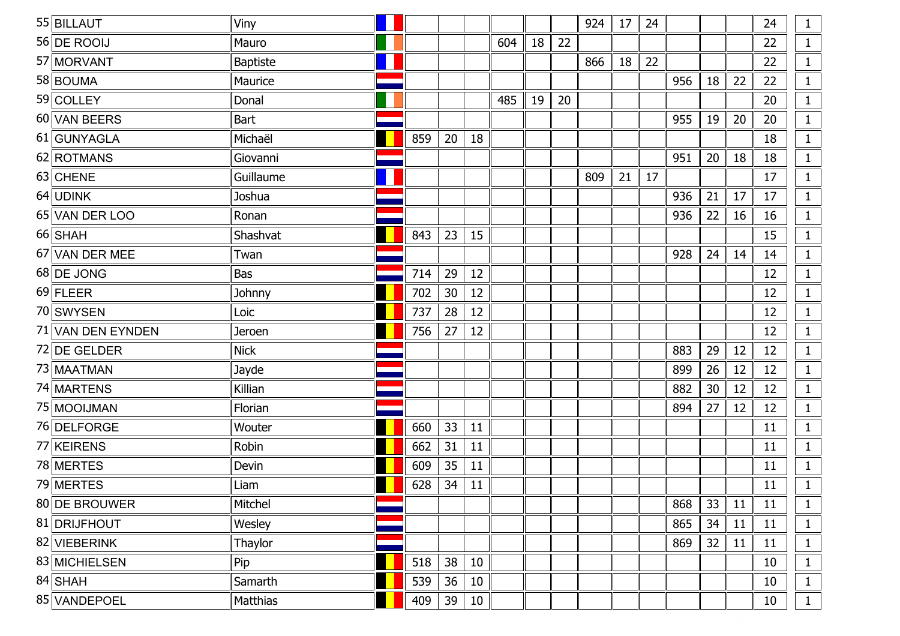| | | | | | | | | | | | | | | | | | |
|---|---|---|---|---|---|---|---|---|---|---|---|---|---|---|---|---|---|
| 55 | BILLAUT | Viny | | | | | | | | 924 | 17 | 24 | | | | 24 | 1 |
| 56 | DE ROOIJ | Mauro | | | | | 604 | 18 | 22 | | | | | | | 22 | 1 |
| 57 | MORVANT | Baptiste | | | | | | | | 866 | 18 | 22 | | | | 22 | 1 |
| 58 | BOUMA | Maurice | | | | | | | | | | | 956 | 18 | 22 | 22 | 1 |
| 59 | COLLEY | Donal | | | | | 485 | 19 | 20 | | | | | | | 20 | 1 |
| 60 | VAN BEERS | Bart | | | | | | | | | | | 955 | 19 | 20 | 20 | 1 |
| 61 | GUNYAGLA | Michaël | | 859 | 20 | 18 | | | | | | | | | | 18 | 1 |
| 62 | ROTMANS | Giovanni | | | | | | | | | | | 951 | 20 | 18 | 18 | 1 |
| 63 | CHENE | Guillaume | | | | | | | | 809 | 21 | 17 | | | | 17 | 1 |
| 64 | UDINK | Joshua | | | | | | | | | | | 936 | 21 | 17 | 17 | 1 |
| 65 | VAN DER LOO | Ronan | | | | | | | | | | | 936 | 22 | 16 | 16 | 1 |
| 66 | SHAH | Shashvat | | 843 | 23 | 15 | | | | | | | | | | 15 | 1 |
| 67 | VAN DER MEE | Twan | | | | | | | | | | | 928 | 24 | 14 | 14 | 1 |
| 68 | DE JONG | Bas | | 714 | 29 | 12 | | | | | | | | | | 12 | 1 |
| 69 | FLEER | Johnny | | 702 | 30 | 12 | | | | | | | | | | 12 | 1 |
| 70 | SWYSEN | Loic | | 737 | 28 | 12 | | | | | | | | | | 12 | 1 |
| 71 | VAN DEN EYNDEN | Jeroen | | 756 | 27 | 12 | | | | | | | | | | 12 | 1 |
| 72 | DE GELDER | Nick | | | | | | | | | | | 883 | 29 | 12 | 12 | 1 |
| 73 | MAATMAN | Jayde | | | | | | | | | | | 899 | 26 | 12 | 12 | 1 |
| 74 | MARTENS | Killian | | | | | | | | | | | 882 | 30 | 12 | 12 | 1 |
| 75 | MOOIJMAN | Florian | | | | | | | | | | | 894 | 27 | 12 | 12 | 1 |
| 76 | DELFORGE | Wouter | | 660 | 33 | 11 | | | | | | | | | | 11 | 1 |
| 77 | KEIRENS | Robin | | 662 | 31 | 11 | | | | | | | | | | 11 | 1 |
| 78 | MERTES | Devin | | 609 | 35 | 11 | | | | | | | | | | 11 | 1 |
| 79 | MERTES | Liam | | 628 | 34 | 11 | | | | | | | | | | 11 | 1 |
| 80 | DE BROUWER | Mitchel | | | | | | | | | | | 868 | 33 | 11 | 11 | 1 |
| 81 | DRIJFHOUT | Wesley | | | | | | | | | | | 865 | 34 | 11 | 11 | 1 |
| 82 | VIEBERINK | Thaylor | | | | | | | | | | | 869 | 32 | 11 | 11 | 1 |
| 83 | MICHIELSEN | Pip | | 518 | 38 | 10 | | | | | | | | | | 10 | 1 |
| 84 | SHAH | Samarth | | 539 | 36 | 10 | | | | | | | | | | 10 | 1 |
| 85 | VANDEPOEL | Matthias | | 409 | 39 | 10 | | | | | | | | | | 10 | 1 |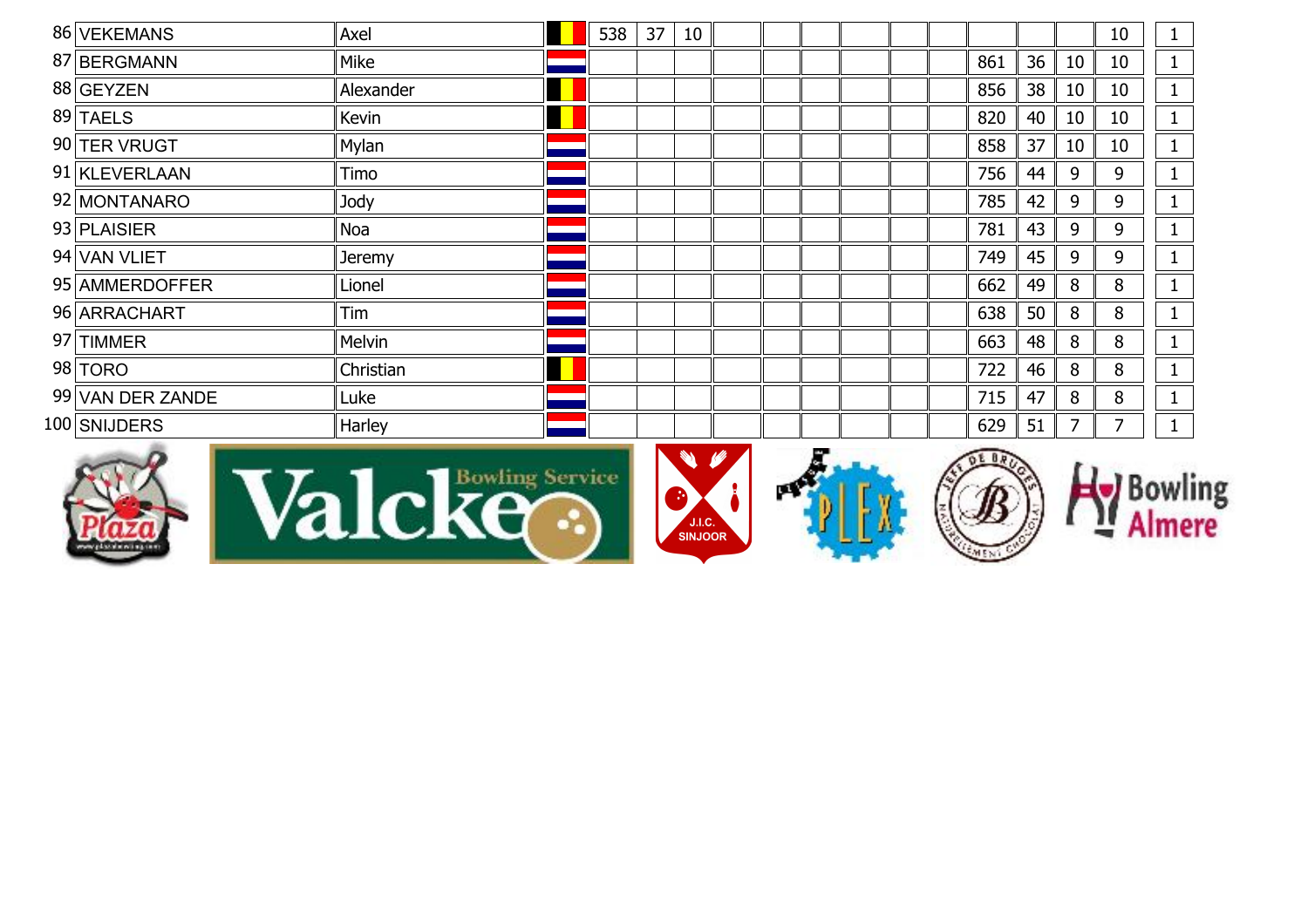| | | | | | | | | | | | | | | | | | |
|---|---|---|---|---|---|---|---|---|---|---|---|---|---|---|---|---|---|
| 86 | VEKEMANS | Axel | | 538 | 37 | 10 | | | | | | | | | | 10 | 1 |
| 87 | BERGMANN | Mike | | | | | | | | | | | 861 | 36 | 10 | 10 | 1 |
| 88 | GEYZEN | Alexander | | | | | | | | | | | 856 | 38 | 10 | 10 | 1 |
| 89 | TAELS | Kevin | | | | | | | | | | | 820 | 40 | 10 | 10 | 1 |
| 90 | TER VRUGT | Mylan | | | | | | | | | | | 858 | 37 | 10 | 10 | 1 |
| 91 | KLEVERLAAN | Timo | | | | | | | | | | | 756 | 44 | 9 | 9 | 1 |
| 92 | MONTANARO | Jody | | | | | | | | | | | 785 | 42 | 9 | 9 | 1 |
| 93 | PLAISIER | Noa | | | | | | | | | | | 781 | 43 | 9 | 9 | 1 |
| 94 | VAN VLIET | Jeremy | | | | | | | | | | | 749 | 45 | 9 | 9 | 1 |
| 95 | AMMERDOFFER | Lionel | | | | | | | | | | | 662 | 49 | 8 | 8 | 1 |
| 96 | ARRACHART | Tim | | | | | | | | | | | 638 | 50 | 8 | 8 | 1 |
| 97 | TIMMER | Melvin | | | | | | | | | | | 663 | 48 | 8 | 8 | 1 |
| 98 | TORO | Christian | | | | | | | | | | | 722 | 46 | 8 | 8 | 1 |
| 99 | VAN DER ZANDE | Luke | | | | | | | | | | | 715 | 47 | 8 | 8 | 1 |
| 100 | SNIJDERS | Harley | | | | | | | | | | | 629 | 51 | 7 | 7 | 1 |